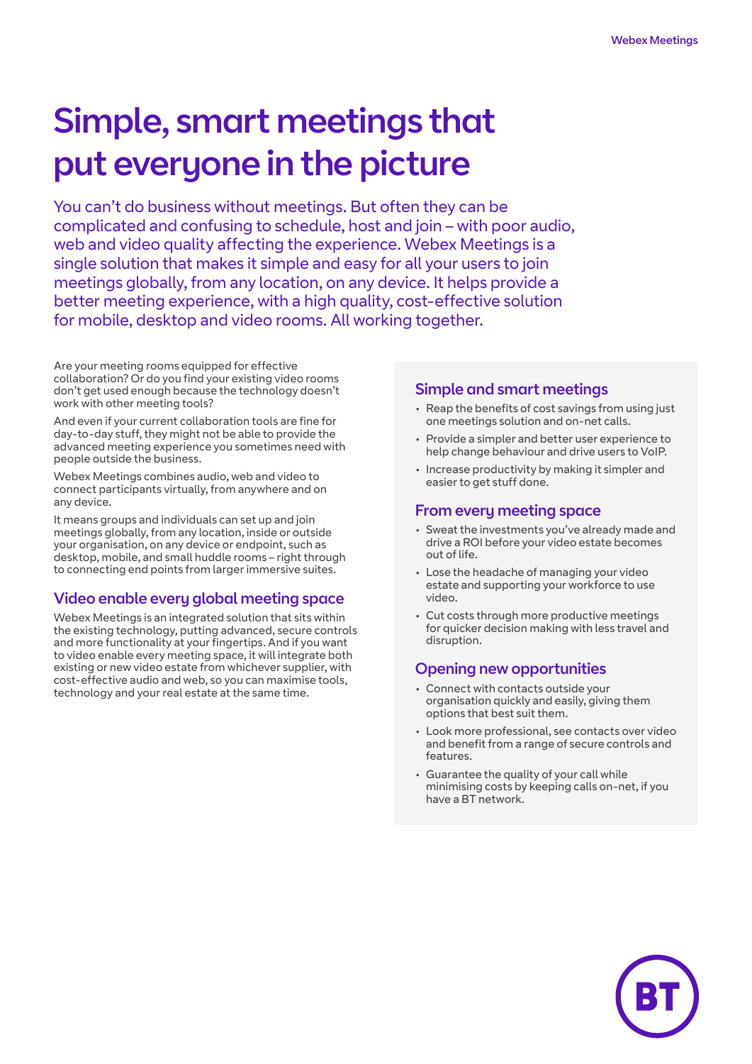# Simple, smart meetings that put everyone in the picture

You can't do business without meetings. But often they can be complicated and confusing to schedule, host and join – with poor audio, web and video quality affecting the experience. Webex Meetings is a single solution that makes it simple and easy for all your users to join meetings globally, from any location, on any device. It helps provide a better meeting experience, with a high quality, cost-effective solution for mobile, desktop and video rooms. All working together.

Are your meeting rooms equipped for effective collaboration? Or do you find your existing video rooms don't get used enough because the technology doesn't work with other meeting tools?

And even if your current collaboration tools are fine for day-to-day stuff, they might not be able to provide the advanced meeting experience you sometimes need with people outside the business.

Webex Meetings combines audio, web and video to connect participants virtually, from anywhere and on any device.

It means groups and individuals can set up and join meetings globally, from any location, inside or outside your organisation, on any device or endpoint, such as desktop, mobile, and small huddle rooms – right through to connecting end points from larger immersive suites.

## Video enable every global meeting space

Webex Meetings is an integrated solution that sits within the existing technology, putting advanced, secure controls and more functionality at your fingertips. And if you want to video enable every meeting space, it will integrate both existing or new video estate from whichever supplier, with cost-effective audio and web, so you can maximise tools, technology and your real estate at the same time.

## Simple and smart meetings

- Reap the benefits of cost savings from using just one meetings solution and on-net calls.
- Provide a simpler and better user experience to help change behaviour and drive users to VoIP.
- Increase productivity by making it simpler and easier to get stuff done.

## From every meeting space

- Sweat the investments you've already made and drive a ROI before your video estate becomes out of life.
- Lose the headache of managing your video estate and supporting your workforce to use video.
- Cut costs through more productive meetings for quicker decision making with less travel and disruption.

## Opening new opportunities

- Connect with contacts outside your organisation quickly and easily, giving them options that best suit them.
- Look more professional, see contacts over video and benefit from a range of secure controls and features.
- Guarantee the quality of your call while minimising costs by keeping calls on-net, if you have a BT network.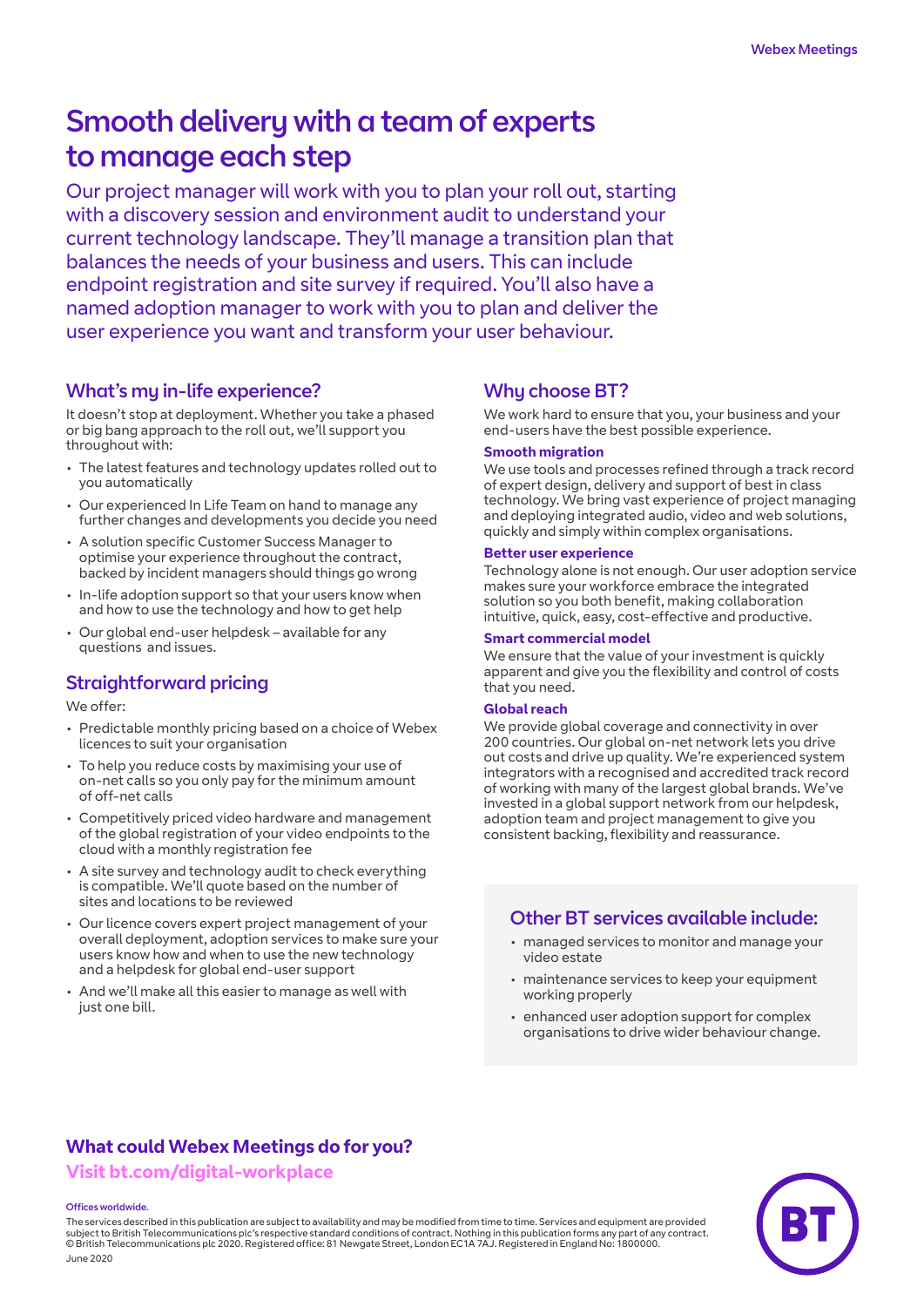# Smooth delivery with a team of experts to manage each step

Our project manager will work with you to plan your roll out, starting with a discovery session and environment audit to understand your current technology landscape. They'll manage a transition plan that balances the needs of your business and users. This can include endpoint registration and site survey if required. You'll also have a named adoption manager to work with you to plan and deliver the user experience you want and transform your user behaviour.

## What's my in-life experience?

It doesn't stop at deployment. Whether you take a phased or big bang approach to the roll out, we'll support you throughout with:

- The latest features and technology updates rolled out to you automatically
- Our experienced In Life Team on hand to manage any further changes and developments you decide you need
- A solution specific Customer Success Manager to optimise your experience throughout the contract, backed by incident managers should things go wrong
- In-life adoption support so that your users know when and how to use the technology and how to get help
- Our global end-user helpdesk – available for any questions and issues.

## Straightforward pricing

We offer:

- Predictable monthly pricing based on a choice of Webex licences to suit your organisation
- To help you reduce costs by maximising your use of on-net calls so you only pay for the minimum amount of off-net calls
- Competitively priced video hardware and management of the global registration of your video endpoints to the cloud with a monthly registration fee
- A site survey and technology audit to check everything is compatible. We'll quote based on the number of sites and locations to be reviewed
- Our licence covers expert project management of your overall deployment, adoption services to make sure your users know how and when to use the new technology and a helpdesk for global end-user support
- And we'll make all this easier to manage as well with just one bill.

## Why choose BT?

We work hard to ensure that you, your business and your end-users have the best possible experience.

### Smooth migration

We use tools and processes refined through a track record of expert design, delivery and support of best in class technology. We bring vast experience of project managing and deploying integrated audio, video and web solutions, quickly and simply within complex organisations.

### Better user experience

Technology alone is not enough. Our user adoption service makes sure your workforce embrace the integrated solution so you both benefit, making collaboration intuitive, quick, easy, cost-effective and productive.

### Smart commercial model

We ensure that the value of your investment is quickly apparent and give you the flexibility and control of costs that you need.

### Global reach

We provide global coverage and connectivity in over 200 countries. Our global on-net network lets you drive out costs and drive up quality. We're experienced system integrators with a recognised and accredited track record of working with many of the largest global brands. We've invested in a global support network from our helpdesk, adoption team and project management to give you consistent backing, flexibility and reassurance.

## Other BT services available include:

- managed services to monitor and manage your video estate
- maintenance services to keep your equipment working properly
- enhanced user adoption support for complex organisations to drive wider behaviour change.

## What could Webex Meetings do for you?

**Visit bt.com/digital-workplace**

Offices worldwide.

The services described in this publication are subject to availability and may be modified from time to time. Services and equipment are provided subject to British Telecommunications plc's respective standard conditions of contract. Nothing in this publication forms any part of any contract.
© British Telecommunications plc 2020. Registered office: 81 Newgate Street, London EC1A 7AJ. Registered in England No: 1800000.

June 2020